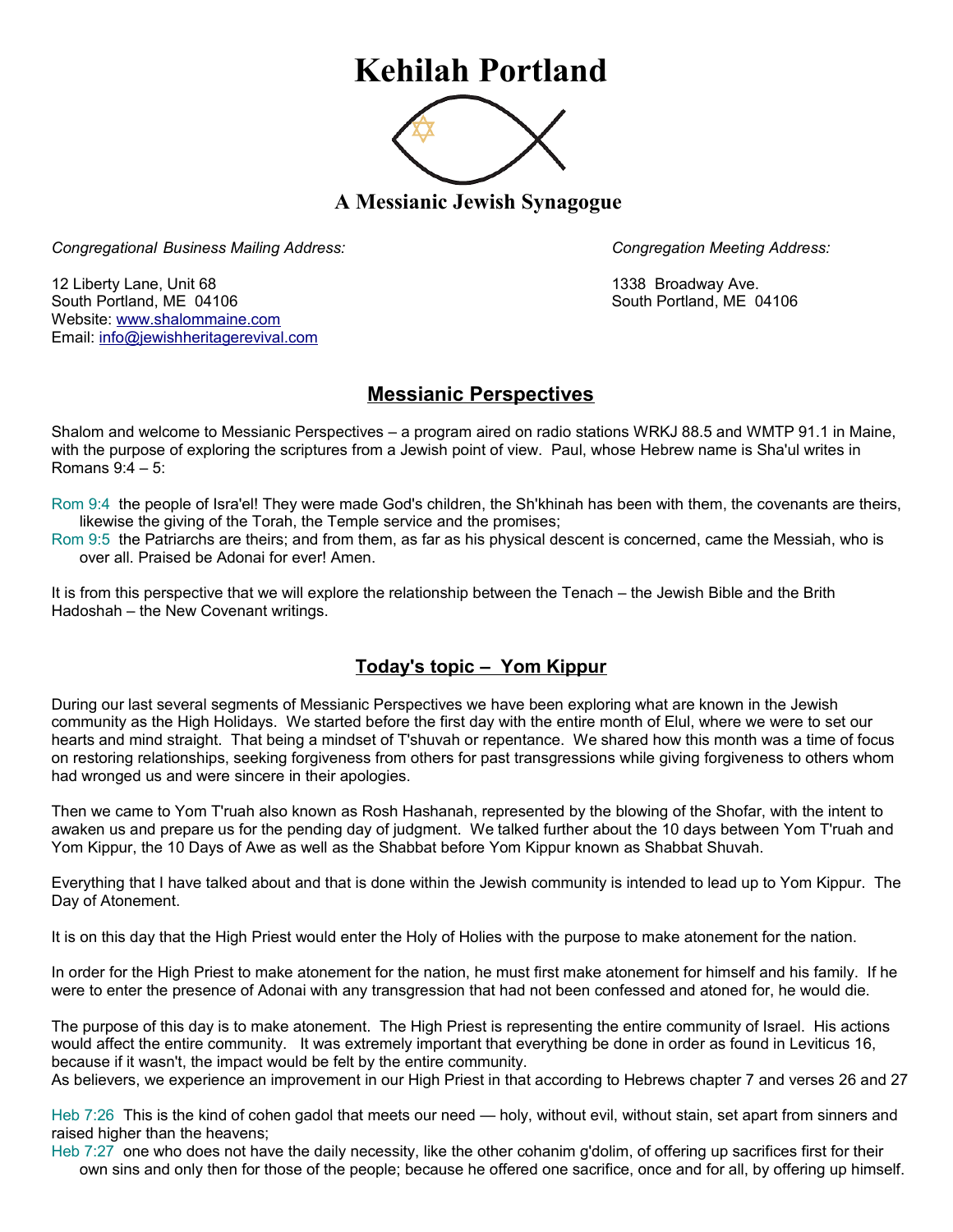# Kehilah Portland

## A Messianic Jewish Synagogue

*Congregational Business Mailing Address:*

12 Liberty Lane, Unit 68
South Portland, ME 04106
Website: www.shalommaine.com
Email: info@jewishheritagerevival.com

*Congregation Meeting Address:*

1338 Broadway Ave.
South Portland, ME 04106

## Messianic Perspectives

Shalom and welcome to Messianic Perspectives – a program aired on radio stations WRKJ 88.5 and WMTP 91.1 in Maine, with the purpose of exploring the scriptures from a Jewish point of view. Paul, whose Hebrew name is Sha'ul writes in Romans 9:4 – 5:

Rom 9:4 the people of Isra'el! They were made God's children, the Sh'khinah has been with them, the covenants are theirs, likewise the giving of the Torah, the Temple service and the promises;
Rom 9:5 the Patriarchs are theirs; and from them, as far as his physical descent is concerned, came the Messiah, who is over all. Praised be Adonai for ever! Amen.

It is from this perspective that we will explore the relationship between the Tenach – the Jewish Bible and the Brith Hadoshah – the New Covenant writings.

## Today's topic – Yom Kippur

During our last several segments of Messianic Perspectives we have been exploring what are known in the Jewish community as the High Holidays. We started before the first day with the entire month of Elul, where we were to set our hearts and mind straight. That being a mindset of T'shuvah or repentance. We shared how this month was a time of focus on restoring relationships, seeking forgiveness from others for past transgressions while giving forgiveness to others whom had wronged us and were sincere in their apologies.

Then we came to Yom T'ruah also known as Rosh Hashanah, represented by the blowing of the Shofar, with the intent to awaken us and prepare us for the pending day of judgment. We talked further about the 10 days between Yom T'ruah and Yom Kippur, the 10 Days of Awe as well as the Shabbat before Yom Kippur known as Shabbat Shuvah.

Everything that I have talked about and that is done within the Jewish community is intended to lead up to Yom Kippur. The Day of Atonement.

It is on this day that the High Priest would enter the Holy of Holies with the purpose to make atonement for the nation.

In order for the High Priest to make atonement for the nation, he must first make atonement for himself and his family. If he were to enter the presence of Adonai with any transgression that had not been confessed and atoned for, he would die.

The purpose of this day is to make atonement. The High Priest is representing the entire community of Israel. His actions would affect the entire community. It was extremely important that everything be done in order as found in Leviticus 16, because if it wasn't, the impact would be felt by the entire community.
As believers, we experience an improvement in our High Priest in that according to Hebrews chapter 7 and verses 26 and 27

Heb 7:26 This is the kind of cohen gadol that meets our need — holy, without evil, without stain, set apart from sinners and raised higher than the heavens;
Heb 7:27 one who does not have the daily necessity, like the other cohanim g'dolim, of offering up sacrifices first for their own sins and only then for those of the people; because he offered one sacrifice, once and for all, by offering up himself.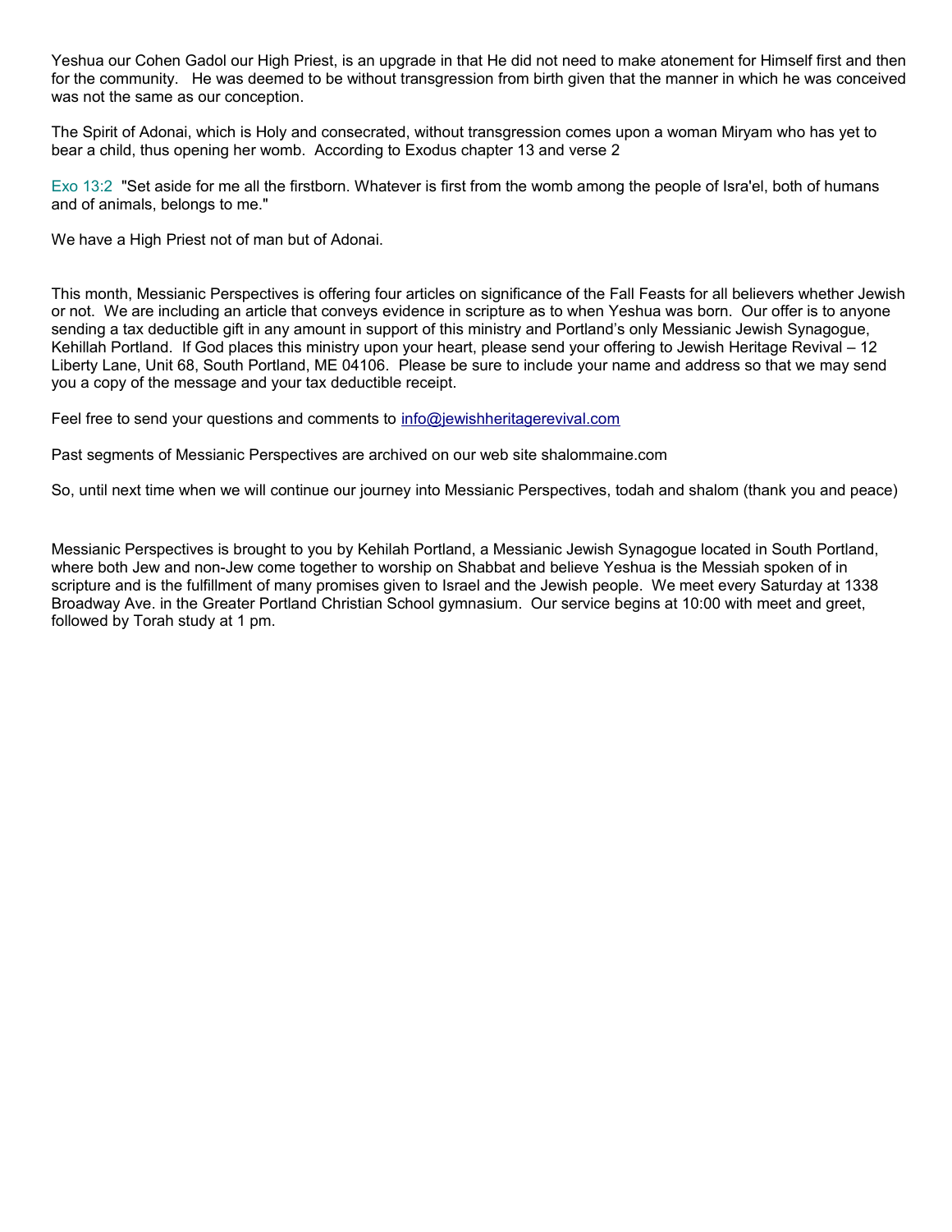Yeshua our Cohen Gadol our High Priest, is an upgrade in that He did not need to make atonement for Himself first and then for the community. He was deemed to be without transgression from birth given that the manner in which he was conceived was not the same as our conception.

The Spirit of Adonai, which is Holy and consecrated, without transgression comes upon a woman Miryam who has yet to bear a child, thus opening her womb. According to Exodus chapter 13 and verse 2

Exo 13:2 "Set aside for me all the firstborn. Whatever is first from the womb among the people of Isra'el, both of humans and of animals, belongs to me."

We have a High Priest not of man but of Adonai.

This month, Messianic Perspectives is offering four articles on significance of the Fall Feasts for all believers whether Jewish or not. We are including an article that conveys evidence in scripture as to when Yeshua was born. Our offer is to anyone sending a tax deductible gift in any amount in support of this ministry and Portland's only Messianic Jewish Synagogue, Kehillah Portland. If God places this ministry upon your heart, please send your offering to Jewish Heritage Revival – 12 Liberty Lane, Unit 68, South Portland, ME 04106. Please be sure to include your name and address so that we may send you a copy of the message and your tax deductible receipt.

Feel free to send your questions and comments to info@jewishheritagerevival.com

Past segments of Messianic Perspectives are archived on our web site shalommaine.com

So, until next time when we will continue our journey into Messianic Perspectives, todah and shalom (thank you and peace)

Messianic Perspectives is brought to you by Kehilah Portland, a Messianic Jewish Synagogue located in South Portland, where both Jew and non-Jew come together to worship on Shabbat and believe Yeshua is the Messiah spoken of in scripture and is the fulfillment of many promises given to Israel and the Jewish people. We meet every Saturday at 1338 Broadway Ave. in the Greater Portland Christian School gymnasium. Our service begins at 10:00 with meet and greet, followed by Torah study at 1 pm.